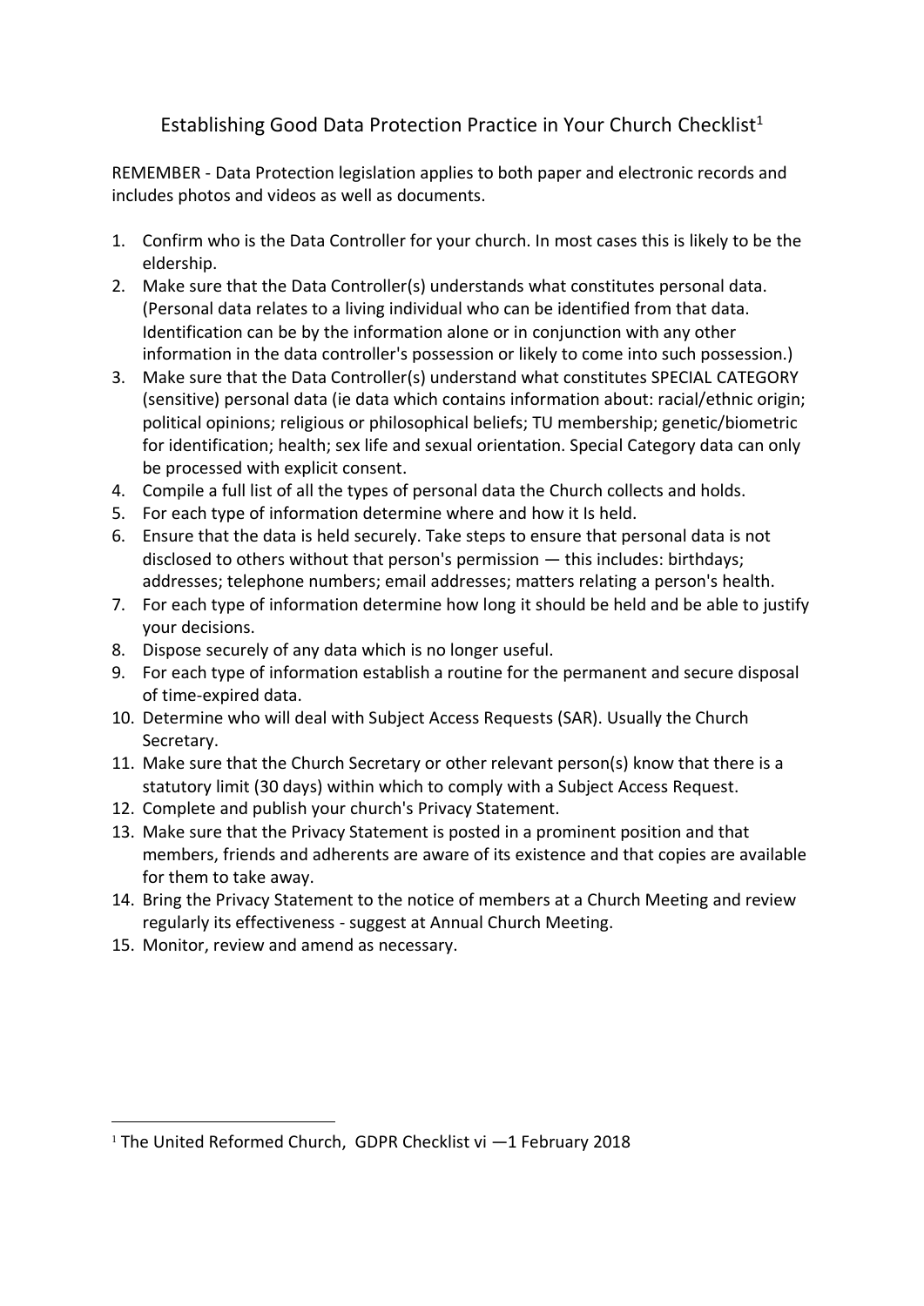# Establishing Good Data Protection Practice in Your Church Checklist[1]

REMEMBER - Data Protection legislation applies to both paper and electronic records and includes photos and videos as well as documents.

1. Confirm who is the Data Controller for your church. In most cases this is likely to be the eldership.
2. Make sure that the Data Controller(s) understands what constitutes personal data. (Personal data relates to a living individual who can be identified from that data. Identification can be by the information alone or in conjunction with any other information in the data controller's possession or likely to come into such possession.)
3. Make sure that the Data Controller(s) understand what constitutes SPECIAL CATEGORY (sensitive) personal data (ie data which contains information about: racial/ethnic origin; political opinions; religious or philosophical beliefs; TU membership; genetic/biometric for identification; health; sex life and sexual orientation. Special Category data can only be processed with explicit consent.
4. Compile a full list of all the types of personal data the Church collects and holds.
5. For each type of information determine where and how it Is held.
6. Ensure that the data is held securely. Take steps to ensure that personal data is not disclosed to others without that person's permission — this includes: birthdays; addresses; telephone numbers; email addresses; matters relating a person's health.
7. For each type of information determine how long it should be held and be able to justify your decisions.
8. Dispose securely of any data which is no longer useful.
9. For each type of information establish a routine for the permanent and secure disposal of time-expired data.
10. Determine who will deal with Subject Access Requests (SAR). Usually the Church Secretary.
11. Make sure that the Church Secretary or other relevant person(s) know that there is a statutory limit (30 days) within which to comply with a Subject Access Request.
12. Complete and publish your church's Privacy Statement.
13. Make sure that the Privacy Statement is posted in a prominent position and that members, friends and adherents are aware of its existence and that copies are available for them to take away.
14. Bring the Privacy Statement to the notice of members at a Church Meeting and review regularly its effectiveness - suggest at Annual Church Meeting.
15. Monitor, review and amend as necessary.

---

[1] The United Reformed Church, GDPR Checklist vi —1 February 2018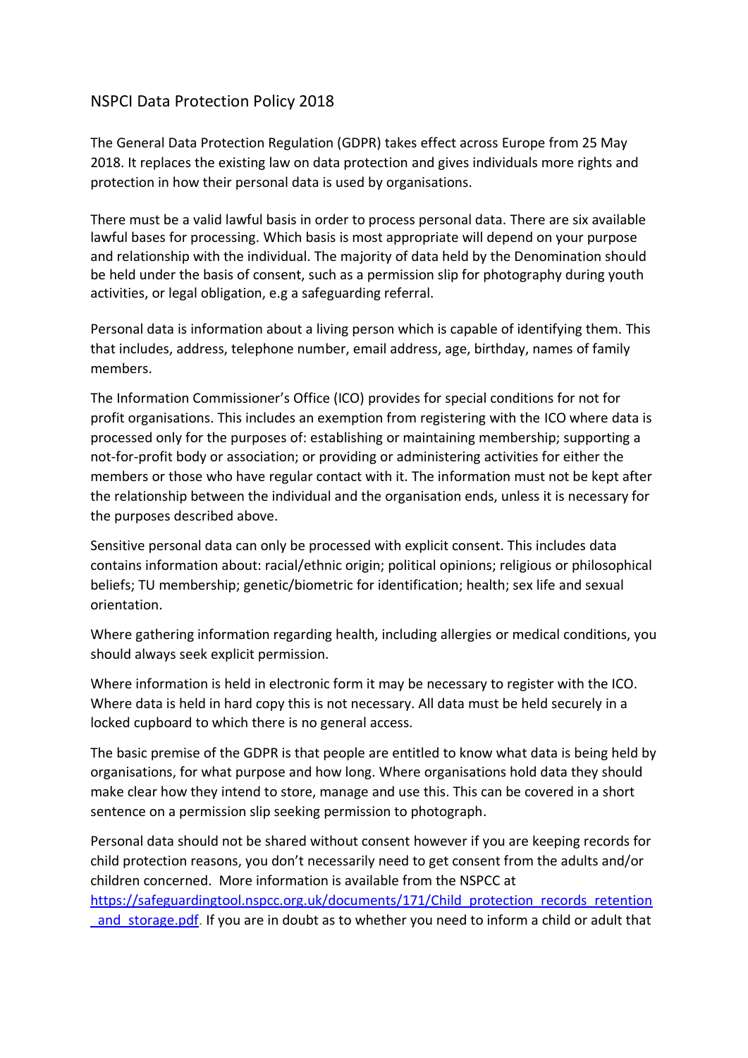# NSPCI Data Protection Policy 2018

The General Data Protection Regulation (GDPR) takes effect across Europe from 25 May 2018. It replaces the existing law on data protection and gives individuals more rights and protection in how their personal data is used by organisations.

There must be a valid lawful basis in order to process personal data. There are six available lawful bases for processing. Which basis is most appropriate will depend on your purpose and relationship with the individual. The majority of data held by the Denomination should be held under the basis of consent, such as a permission slip for photography during youth activities, or legal obligation, e.g a safeguarding referral.

Personal data is information about a living person which is capable of identifying them. This that includes, address, telephone number, email address, age, birthday, names of family members.

The Information Commissioner's Office (ICO) provides for special conditions for not for profit organisations. This includes an exemption from registering with the ICO where data is processed only for the purposes of: establishing or maintaining membership; supporting a not-for-profit body or association; or providing or administering activities for either the members or those who have regular contact with it. The information must not be kept after the relationship between the individual and the organisation ends, unless it is necessary for the purposes described above.

Sensitive personal data can only be processed with explicit consent. This includes data contains information about: racial/ethnic origin; political opinions; religious or philosophical beliefs; TU membership; genetic/biometric for identification; health; sex life and sexual orientation.

Where gathering information regarding health, including allergies or medical conditions, you should always seek explicit permission.

Where information is held in electronic form it may be necessary to register with the ICO. Where data is held in hard copy this is not necessary. All data must be held securely in a locked cupboard to which there is no general access.

The basic premise of the GDPR is that people are entitled to know what data is being held by organisations, for what purpose and how long. Where organisations hold data they should make clear how they intend to store, manage and use this. This can be covered in a short sentence on a permission slip seeking permission to photograph.

Personal data should not be shared without consent however if you are keeping records for child protection reasons, you don't necessarily need to get consent from the adults and/or children concerned. More information is available from the NSPCC at [https://safeguardingtool.nspcc.org.uk/documents/171/Child_protection_records_retention_and_storage.pdf](https://safeguardingtool.nspcc.org.uk/documents/171/Child_protection_records_retention_and_storage.pdf). If you are in doubt as to whether you need to inform a child or adult that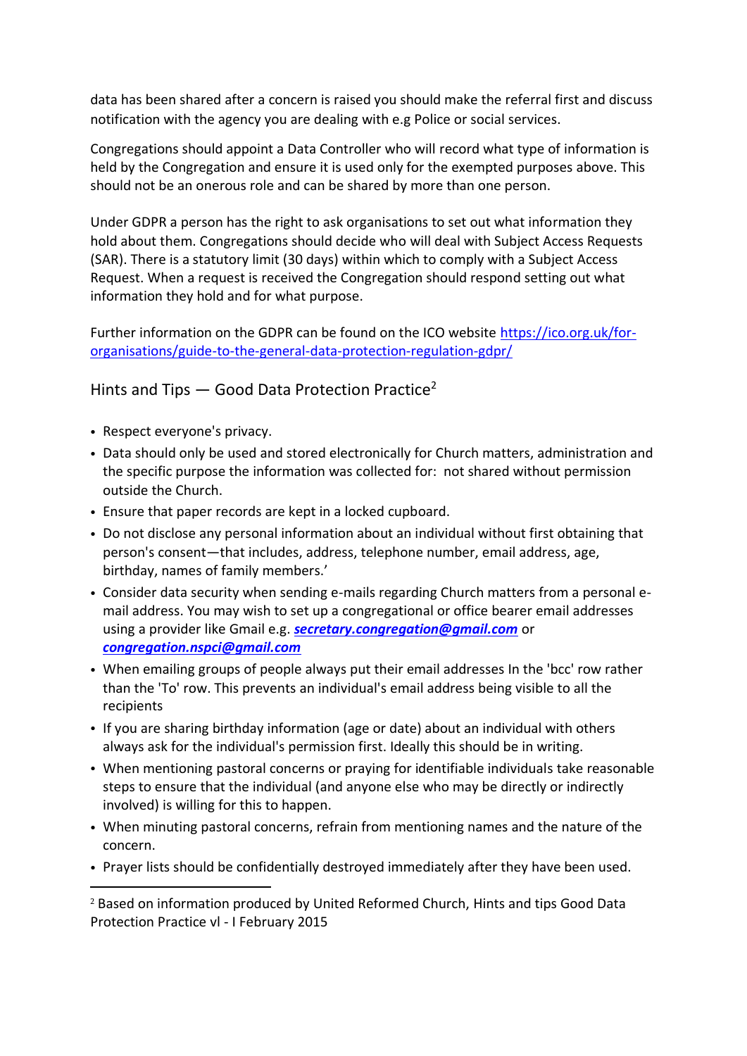data has been shared after a concern is raised you should make the referral first and discuss notification with the agency you are dealing with e.g Police or social services.

Congregations should appoint a Data Controller who will record what type of information is held by the Congregation and ensure it is used only for the exempted purposes above. This should not be an onerous role and can be shared by more than one person.

Under GDPR a person has the right to ask organisations to set out what information they hold about them. Congregations should decide who will deal with Subject Access Requests (SAR). There is a statutory limit (30 days) within which to comply with a Subject Access Request. When a request is received the Congregation should respond setting out what information they hold and for what purpose.

Further information on the GDPR can be found on the ICO website [https://ico.org.uk/for-organisations/guide-to-the-general-data-protection-regulation-gdpr/](https://ico.org.uk/for-organisations/guide-to-the-general-data-protection-regulation-gdpr/)

## Hints and Tips — Good Data Protection Practice[2]

- Respect everyone's privacy.
- Data should only be used and stored electronically for Church matters, administration and the specific purpose the information was collected for: not shared without permission outside the Church.
- Ensure that paper records are kept in a locked cupboard.
- Do not disclose any personal information about an individual without first obtaining that person's consent—that includes, address, telephone number, email address, age, birthday, names of family members.'
- Consider data security when sending e-mails regarding Church matters from a personal e-mail address. You may wish to set up a congregational or office bearer email addresses using a provider like Gmail e.g. ***secretary.congregation@gmail.com*** or ***congregation.nspci@gmail.com***
- When emailing groups of people always put their email addresses In the 'bcc' row rather than the 'To' row. This prevents an individual's email address being visible to all the recipients
- If you are sharing birthday information (age or date) about an individual with others always ask for the individual's permission first. Ideally this should be in writing.
- When mentioning pastoral concerns or praying for identifiable individuals take reasonable steps to ensure that the individual (and anyone else who may be directly or indirectly involved) is willing for this to happen.
- When minuting pastoral concerns, refrain from mentioning names and the nature of the concern.
- Prayer lists should be confidentially destroyed immediately after they have been used.

---

[2] Based on information produced by United Reformed Church, Hints and tips Good Data Protection Practice vl - I February 2015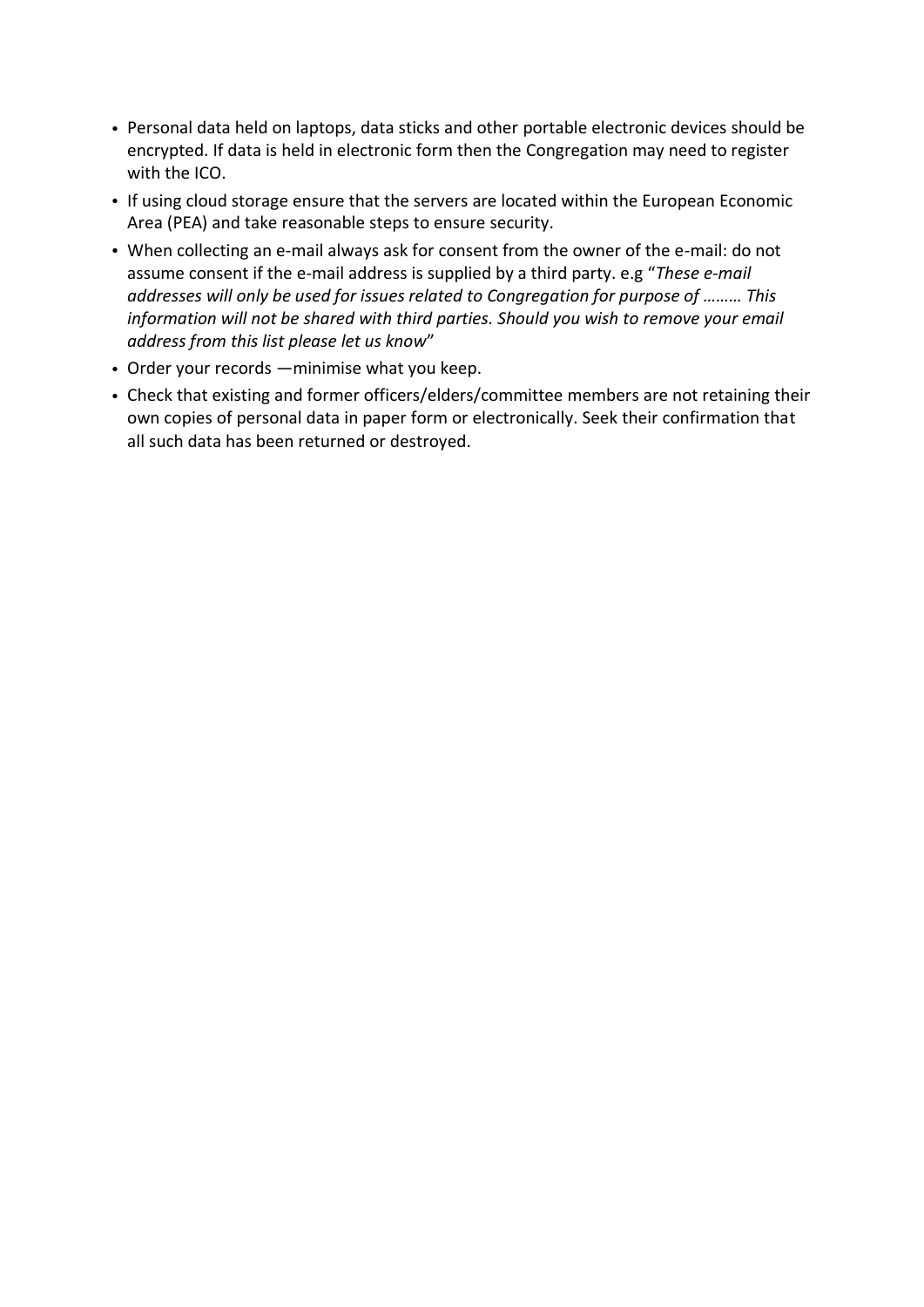- Personal data held on laptops, data sticks and other portable electronic devices should be encrypted. If data is held in electronic form then the Congregation may need to register with the ICO.
- If using cloud storage ensure that the servers are located within the European Economic Area (PEA) and take reasonable steps to ensure security.
- When collecting an e-mail always ask for consent from the owner of the e-mail: do not assume consent if the e-mail address is supplied by a third party. e.g "*These e-mail addresses will only be used for issues related to Congregation for purpose of ……… This information will not be shared with third parties. Should you wish to remove your email address from this list please let us know*"
- Order your records —minimise what you keep.
- Check that existing and former officers/elders/committee members are not retaining their own copies of personal data in paper form or electronically. Seek their confirmation that all such data has been returned or destroyed.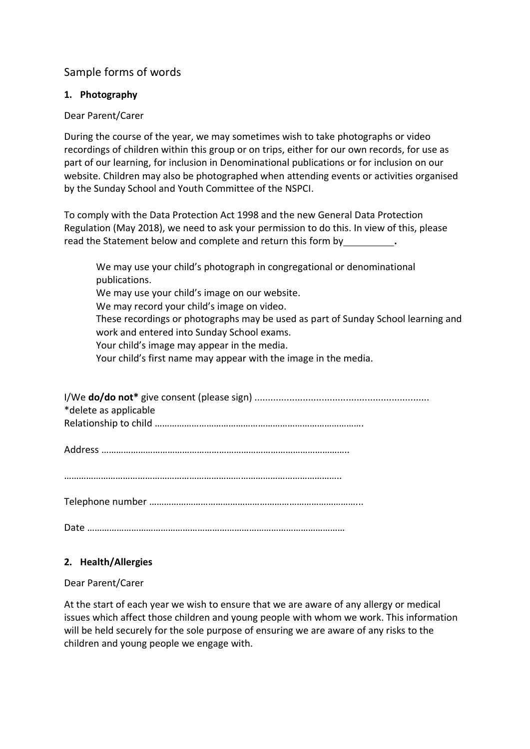## Sample forms of words

### 1. Photography

Dear Parent/Carer

During the course of the year, we may sometimes wish to take photographs or video recordings of children within this group or on trips, either for our own records, for use as part of our learning, for inclusion in Denominational publications or for inclusion on our website. Children may also be photographed when attending events or activities organised by the Sunday School and Youth Committee of the NSPCI.

To comply with the Data Protection Act 1998 and the new General Data Protection Regulation (May 2018), we need to ask your permission to do this. In view of this, please read the Statement below and complete and return this form by\_\_\_\_\_\_\_\_\_\_**.**

> We may use your child's photograph in congregational or denominational publications.
> We may use your child's image on our website.
> We may record your child's image on video.
> These recordings or photographs may be used as part of Sunday School learning and work and entered into Sunday School exams.
> Your child's image may appear in the media.
> Your child's first name may appear with the image in the media.

I/We **do/do not*** give consent (please sign) .................................................................
*delete as applicable
Relationship to child ………………………………………………………………………….

Address ………………………………………………………………………………………..

…………………………………………………………………………………………………..

Telephone number ……………………………………………………………………………...

Date ……………………………………………………………………………………………

### 2. Health/Allergies

Dear Parent/Carer

At the start of each year we wish to ensure that we are aware of any allergy or medical issues which affect those children and young people with whom we work. This information will be held securely for the sole purpose of ensuring we are aware of any risks to the children and young people we engage with.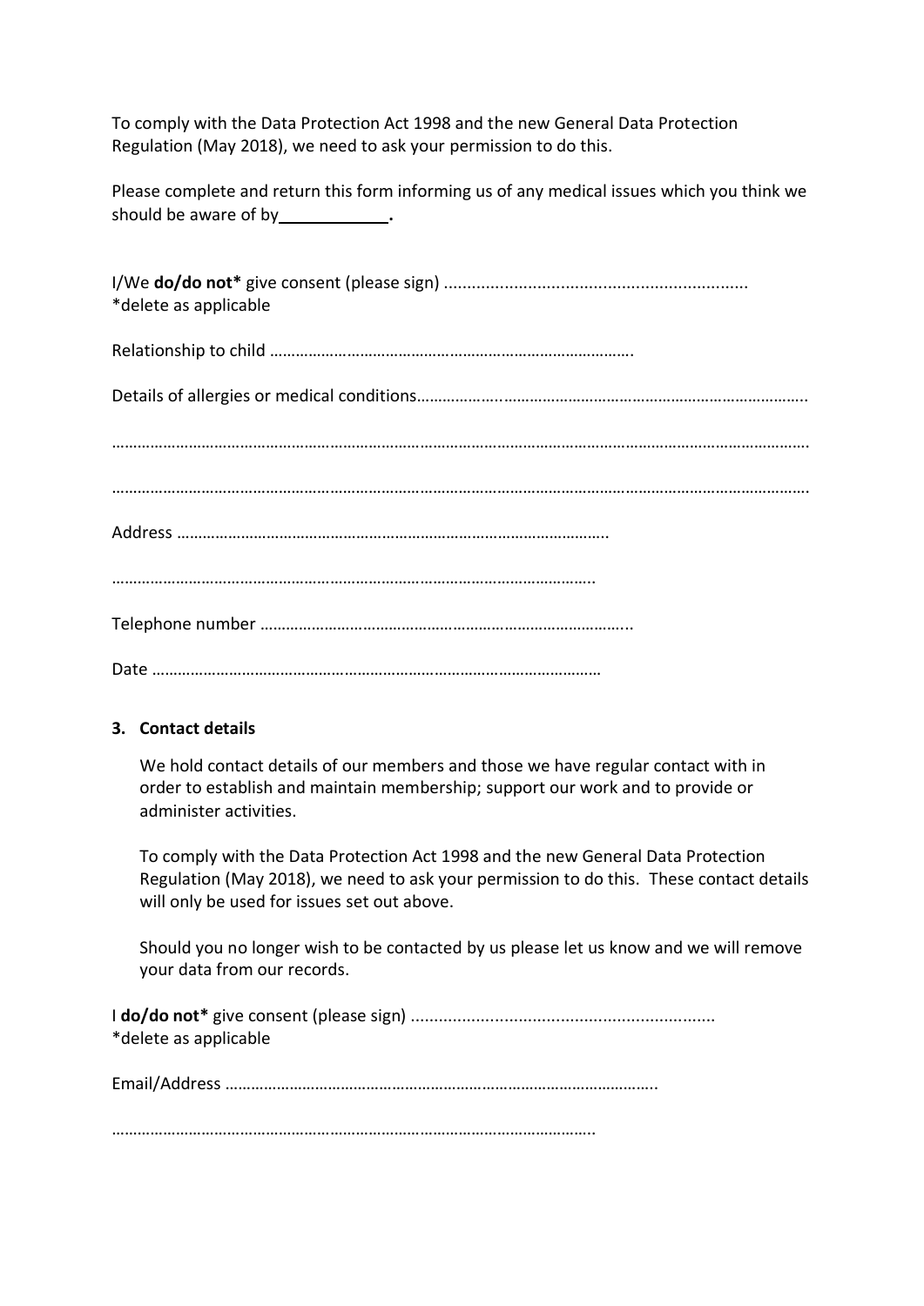To comply with the Data Protection Act 1998 and the new General Data Protection Regulation (May 2018), we need to ask your permission to do this.

Please complete and return this form informing us of any medical issues which you think we should be aware of by____________**.**

I/We **do/do not*** give consent (please sign) ................................................................
*delete as applicable

Relationship to child ………………………………………………………………………….

Details of allergies or medical conditions……………………………………………………………………………..

…………………………………………………………………………………………………………………………………………

…………………………………………………………………………………………………………………………………………

Address ………………………………………………………………………………………..

…………………………………………………………………………………………………..

Telephone number …………………………………………………………………………...

Date ……………………………………………………………………………………………

### 3. Contact details

We hold contact details of our members and those we have regular contact with in order to establish and maintain membership; support our work and to provide or administer activities.

To comply with the Data Protection Act 1998 and the new General Data Protection Regulation (May 2018), we need to ask your permission to do this. These contact details will only be used for issues set out above.

Should you no longer wish to be contacted by us please let us know and we will remove your data from our records.

I **do/do not*** give consent (please sign) ................................................................
*delete as applicable

Email/Address ………………………………………………………………………………………..

…………………………………………………………………………………………………..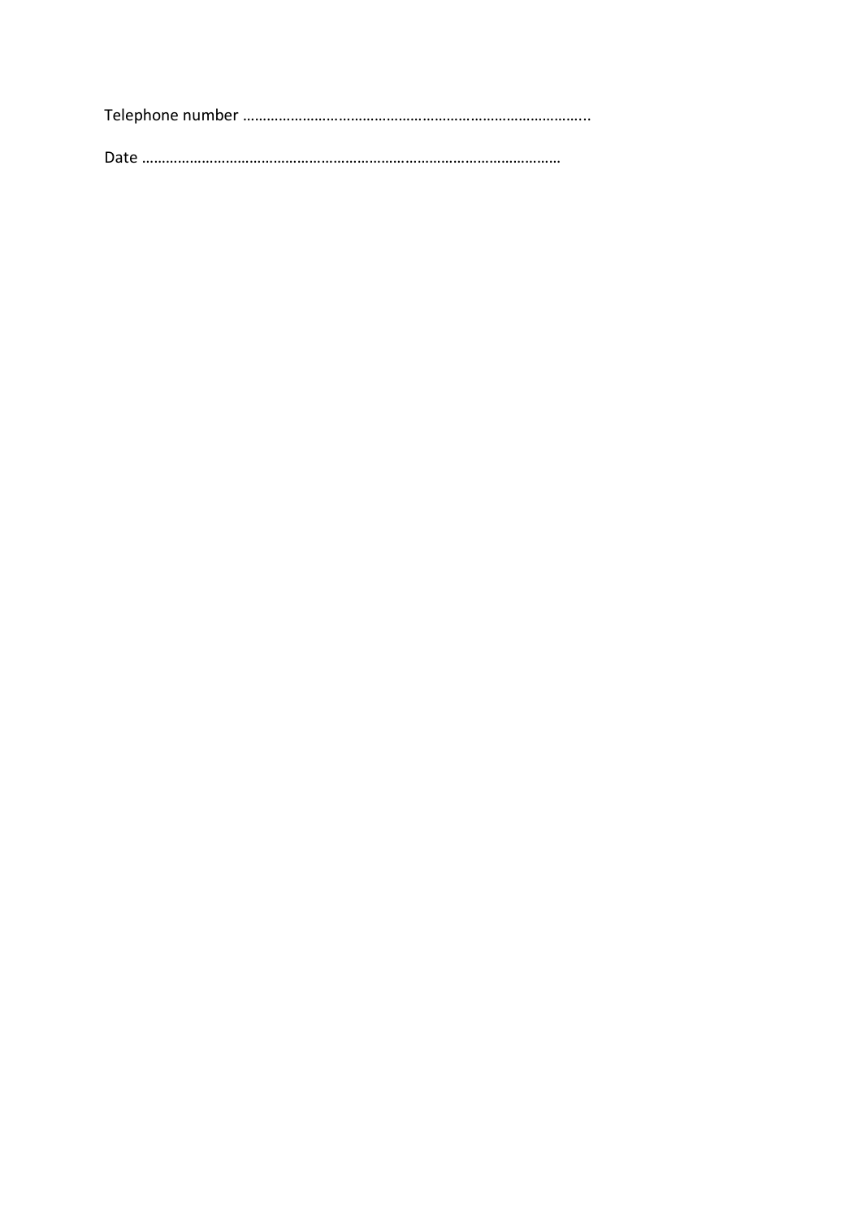Telephone number ……………………………………………………………………………..

Date ………………………………………………………………………………………………